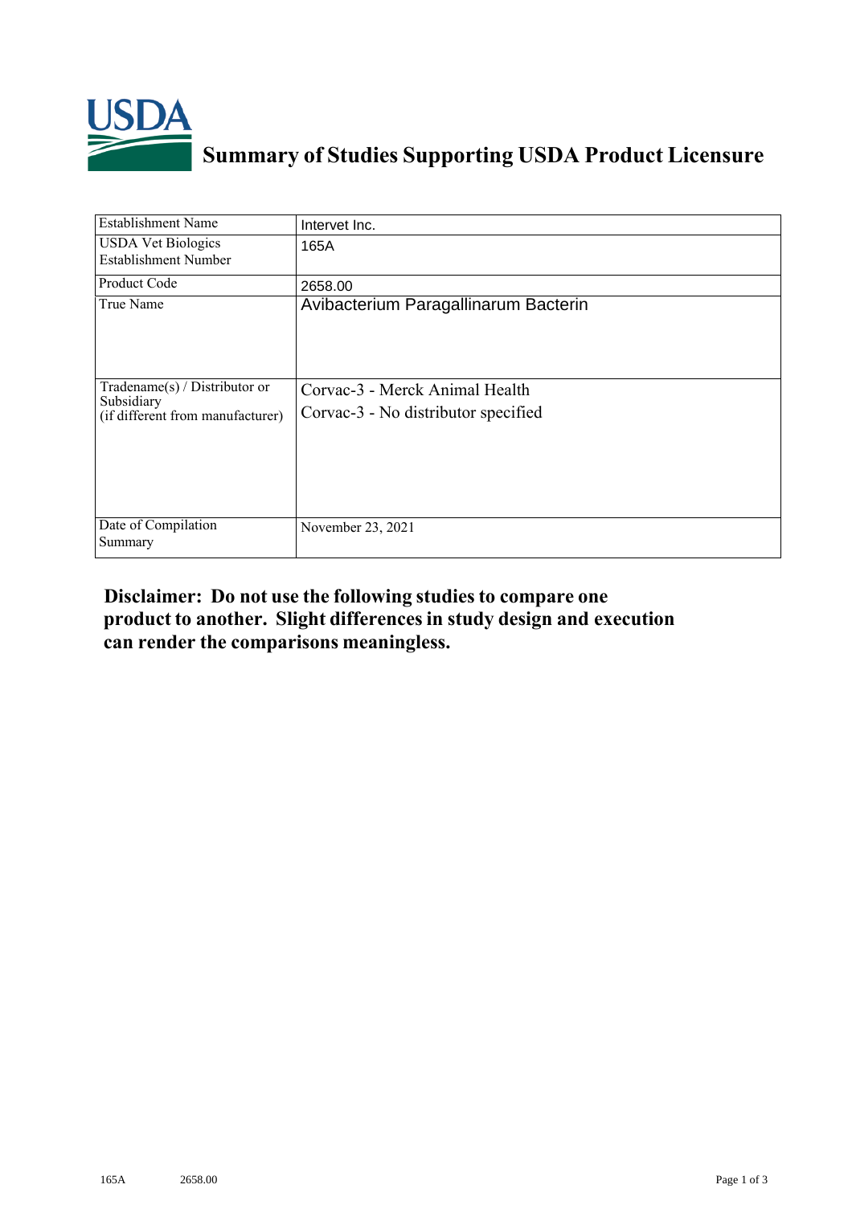# Summary of Studies Supporting USDA Product Licensure

| Establishment Name | Intervet Inc. |
|---|---|
| USDA Vet Biologics Establishment Number | 165A |
| Product Code | 2658.00 |
| True Name | Avibacterium Paragallinarum Bacterin |
| Tradename(s) / Distributor or Subsidiary (if different from manufacturer) | Corvac-3 - Merck Animal Health<br>Corvac-3 - No distributor specified |
| Date of Compilation Summary | November 23, 2021 |

**Disclaimer: Do not use the following studies to compare one product to another. Slight differences in study design and execution can render the comparisons meaningless.**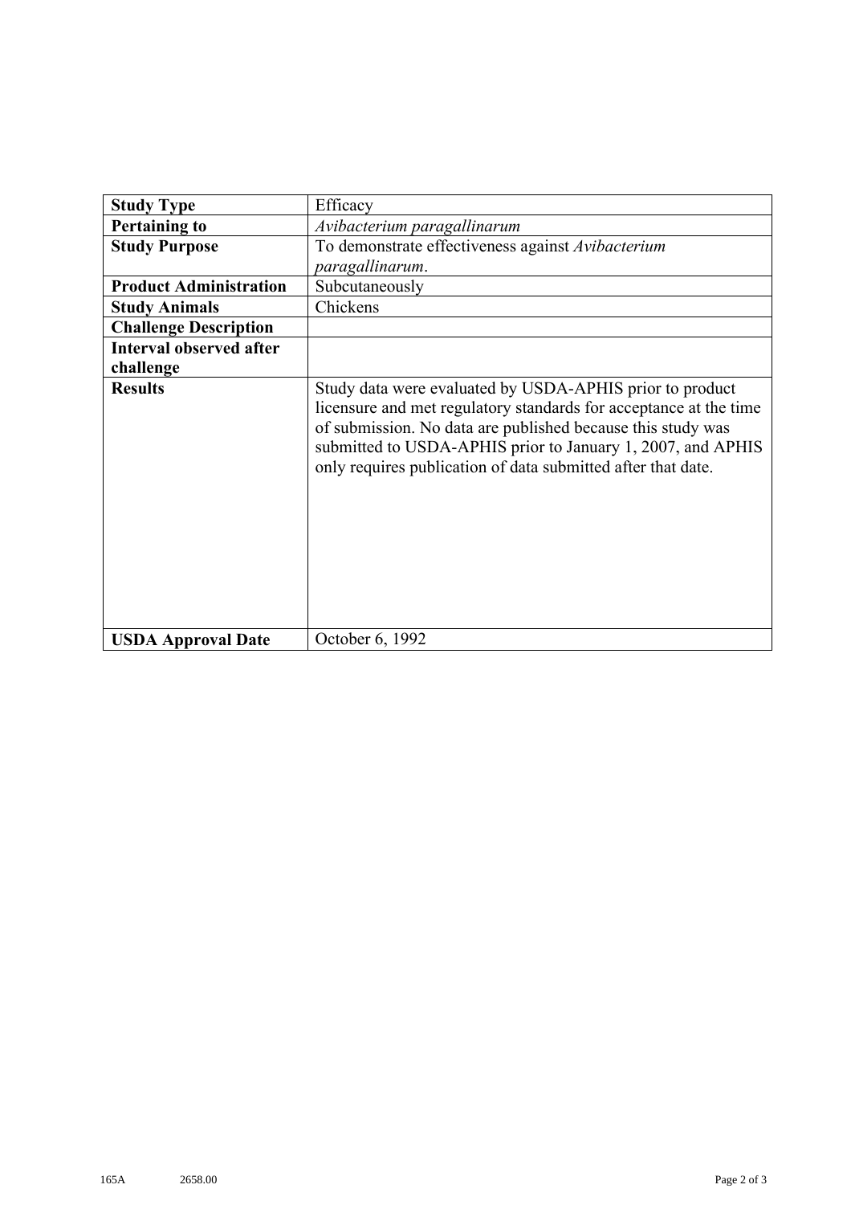| | |
|---|---|
| **Study Type** | Efficacy |
| **Pertaining to** | *Avibacterium paragallinarum* |
| **Study Purpose** | To demonstrate effectiveness against *Avibacterium paragallinarum*. |
| **Product Administration** | Subcutaneously |
| **Study Animals** | Chickens |
| **Challenge Description** | |
| **Interval observed after challenge** | |
| **Results** | Study data were evaluated by USDA-APHIS prior to product licensure and met regulatory standards for acceptance at the time of submission. No data are published because this study was submitted to USDA-APHIS prior to January 1, 2007, and APHIS only requires publication of data submitted after that date. |
| **USDA Approval Date** | October 6, 1992 |

165A 2658.00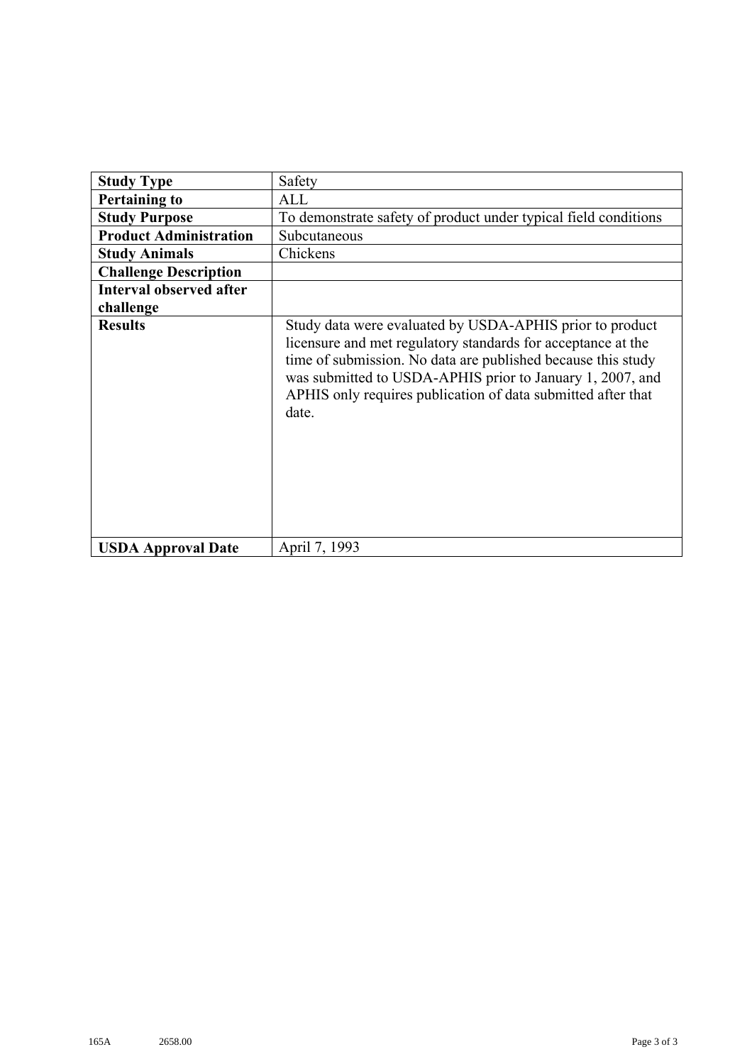| | |
|---|---|
| **Study Type** | Safety |
| **Pertaining to** | ALL |
| **Study Purpose** | To demonstrate safety of product under typical field conditions |
| **Product Administration** | Subcutaneous |
| **Study Animals** | Chickens |
| **Challenge Description** | |
| **Interval observed after challenge** | |
| **Results** | Study data were evaluated by USDA-APHIS prior to product licensure and met regulatory standards for acceptance at the time of submission. No data are published because this study was submitted to USDA-APHIS prior to January 1, 2007, and APHIS only requires publication of data submitted after that date. |
| **USDA Approval Date** | April 7, 1993 |

165A 2658.00